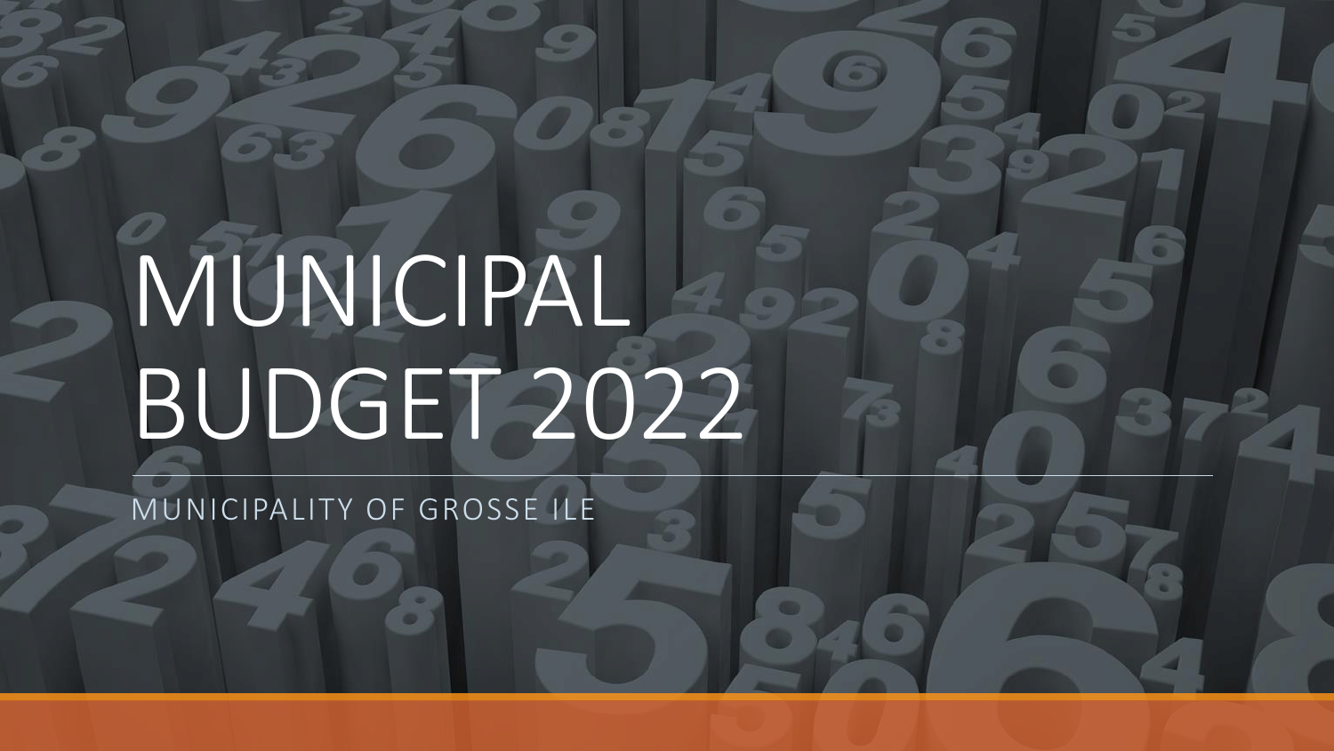# MUNICIPAL BUDGET 2022

MUNICIPALITY OF GROSSE ILE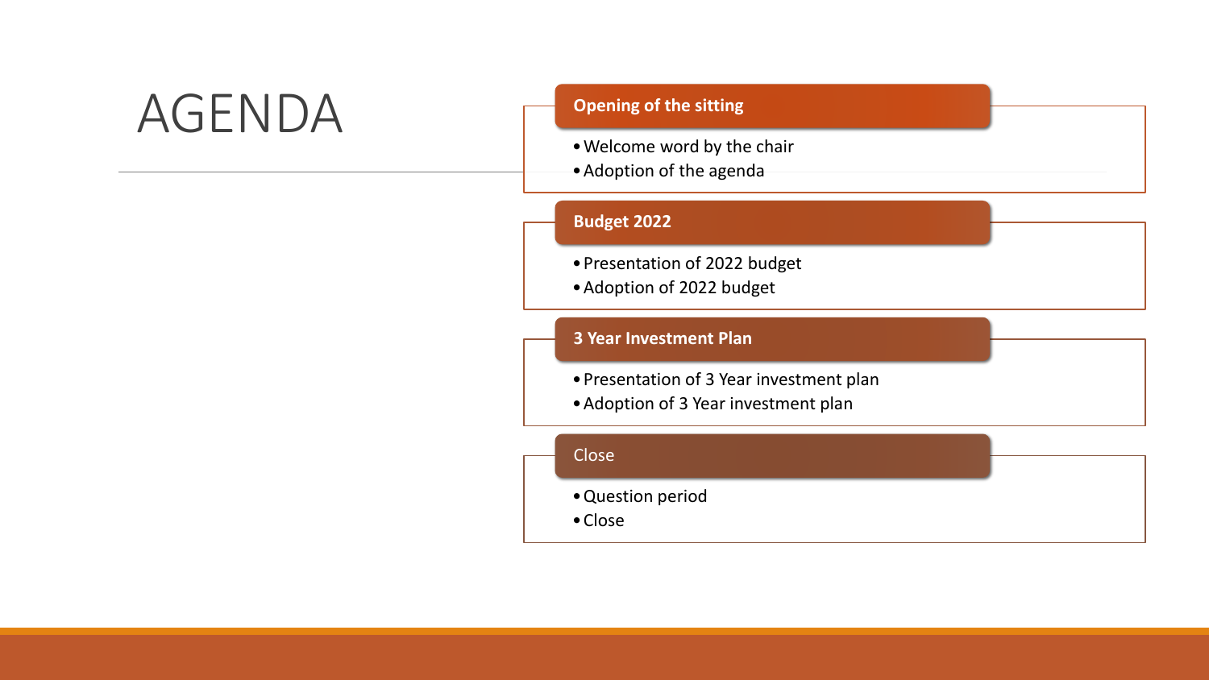# AGENDA

## Opening of the sitting

- Welcome word by the chair
- Adoption of the agenda

## Budget 2022

- Presentation of 2022 budget
- Adoption of 2022 budget

## 3 Year Investment Plan

- Presentation of 3 Year investment plan
- Adoption of 3 Year investment plan

## Close

- Question period
- Close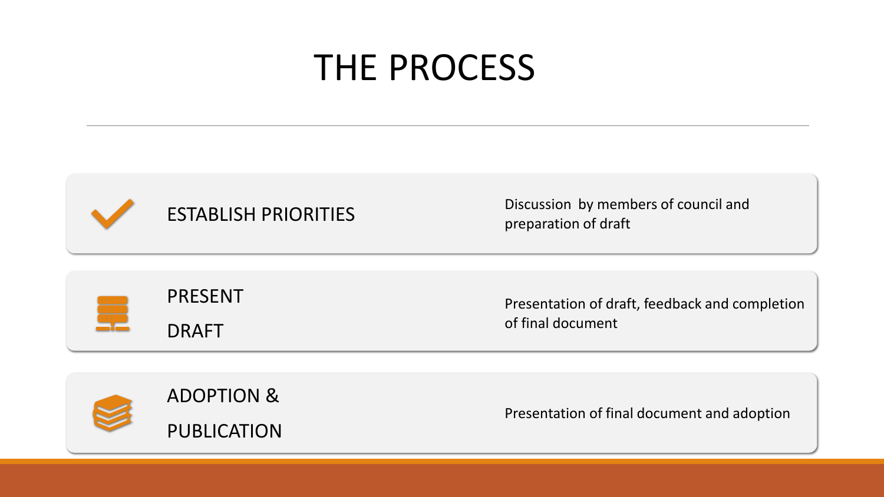# THE PROCESS

| Step | Description |
| --- | --- |
| ESTABLISH PRIORITIES | Discussion by members of council and preparation of draft |
| PRESENT DRAFT | Presentation of draft, feedback and completion of final document |
| ADOPTION & PUBLICATION | Presentation of final document and adoption |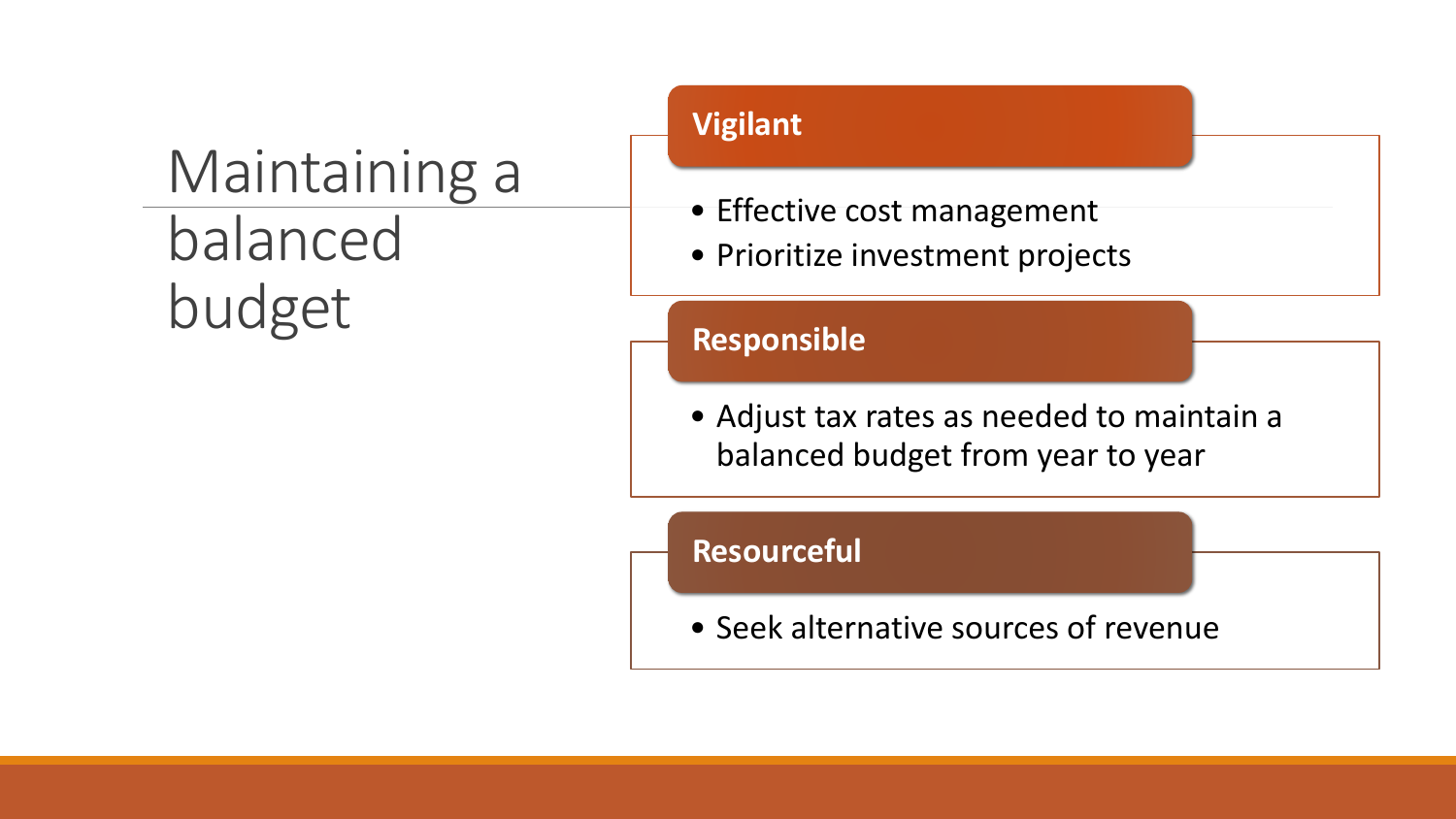# Maintaining a balanced budget

## Vigilant

- Effective cost management
- Prioritize investment projects

## Responsible

- Adjust tax rates as needed to maintain a balanced budget from year to year

## Resourceful

- Seek alternative sources of revenue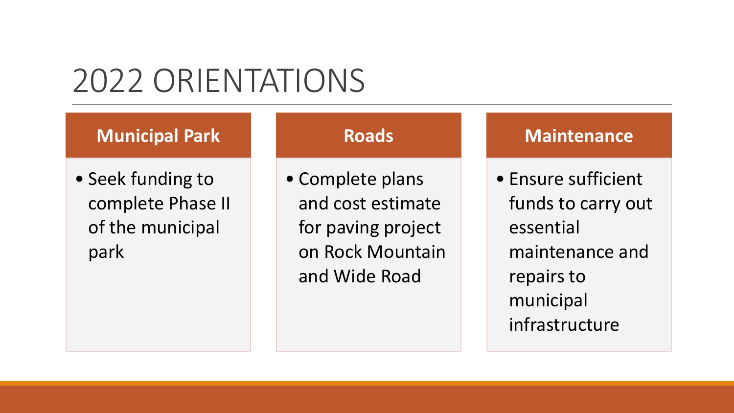# 2022 ORIENTATIONS

### Municipal Park

- Seek funding to complete Phase II of the municipal park

### Roads

- Complete plans and cost estimate for paving project on Rock Mountain and Wide Road

### Maintenance

- Ensure sufficient funds to carry out essential maintenance and repairs to municipal infrastructure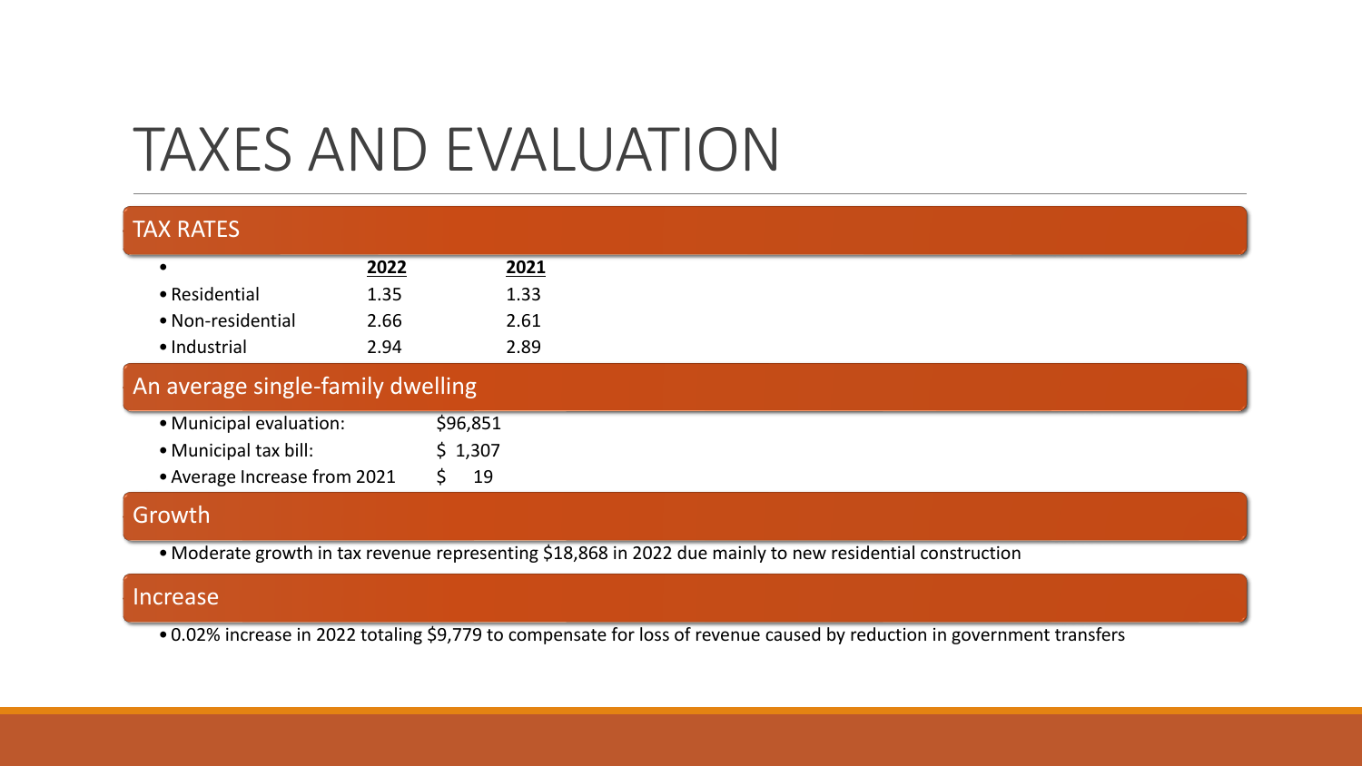# TAXES AND EVALUATION

## TAX RATES

| | 2022 | 2021 |
|---|---|---|
| Residential | 1.35 | 1.33 |
| Non-residential | 2.66 | 2.61 |
| Industrial | 2.94 | 2.89 |

## An average single-family dwelling

- Municipal evaluation: $96,851
- Municipal tax bill: $ 1,307
- Average Increase from 2021 $ 19

## Growth

- Moderate growth in tax revenue representing $18,868 in 2022 due mainly to new residential construction

## Increase

- 0.02% increase in 2022 totaling $9,779 to compensate for loss of revenue caused by reduction in government transfers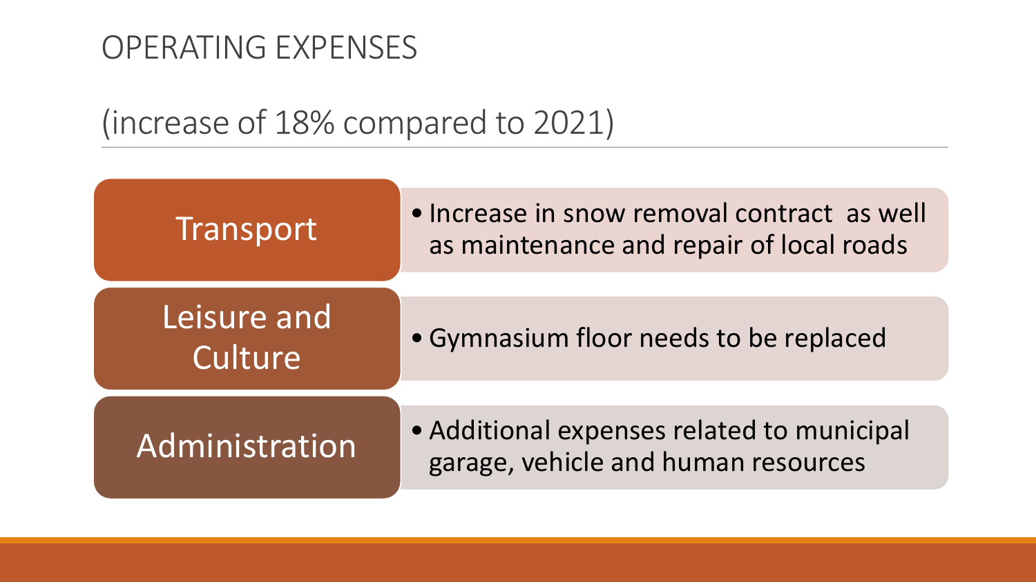# OPERATING EXPENSES

## (increase of 18% compared to 2021)

| Category | Details |
| --- | --- |
| Transport | • Increase in snow removal contract as well as maintenance and repair of local roads |
| Leisure and Culture | • Gymnasium floor needs to be replaced |
| Administration | • Additional expenses related to municipal garage, vehicle and human resources |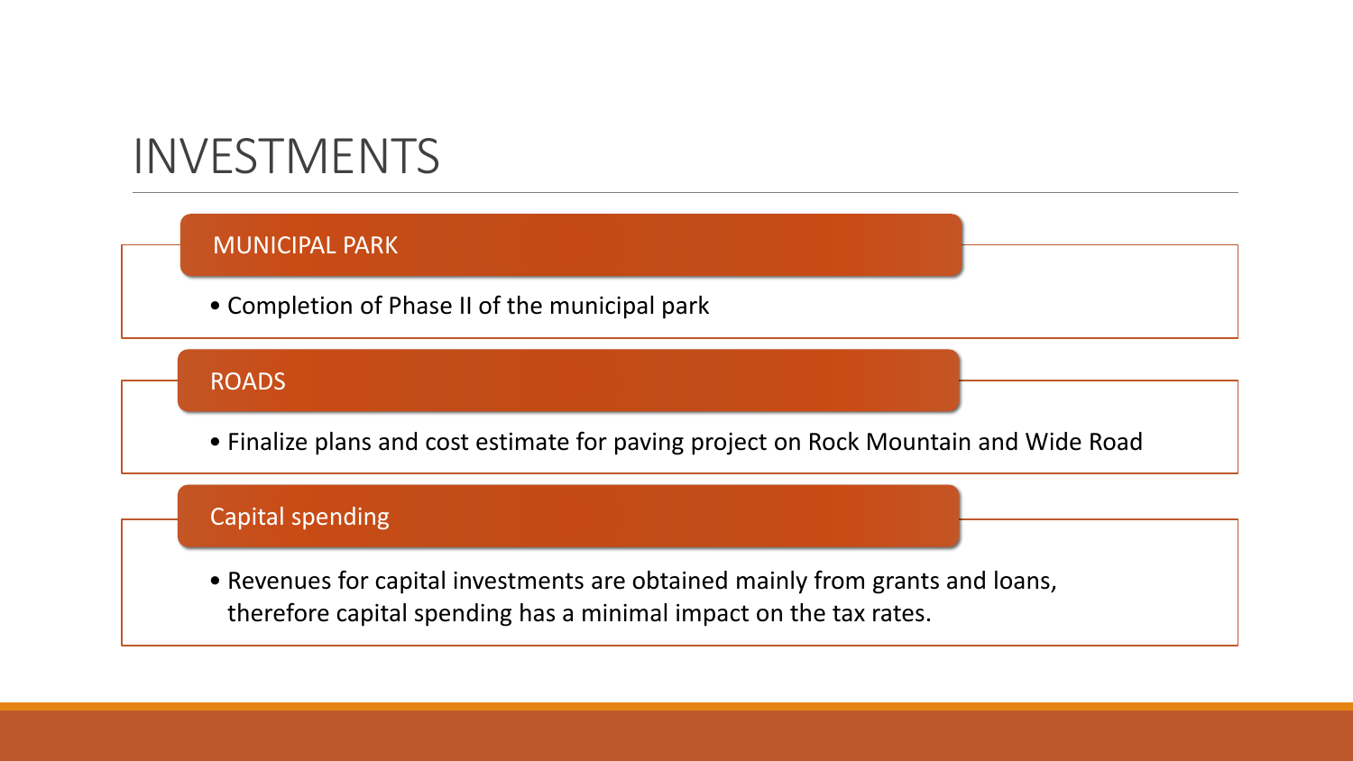# INVESTMENTS

## MUNICIPAL PARK

- Completion of Phase II of the municipal park

## ROADS

- Finalize plans and cost estimate for paving project on Rock Mountain and Wide Road

## Capital spending

- Revenues for capital investments are obtained mainly from grants and loans, therefore capital spending has a minimal impact on the tax rates.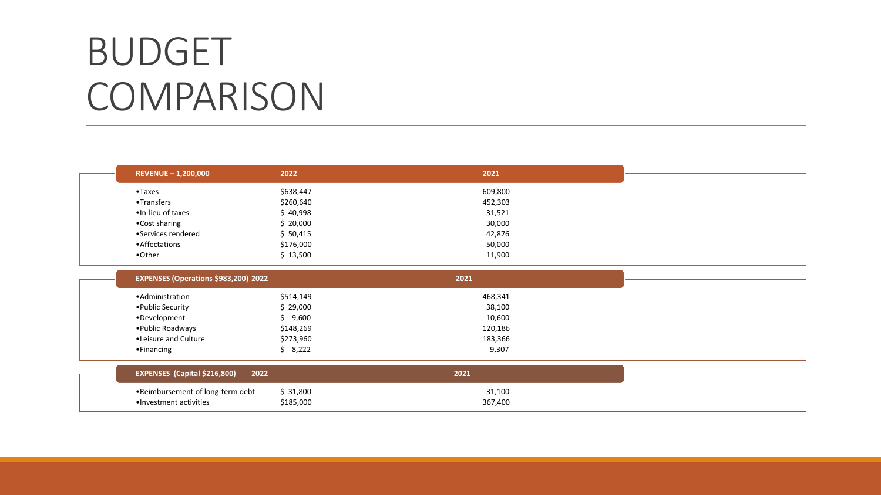# BUDGET COMPARISON

| REVENUE – 1,200,000 | 2022 | 2021 |
|---|---|---|
| •Taxes | $638,447 | 609,800 |
| •Transfers | $260,640 | 452,303 |
| •In-lieu of taxes | $ 40,998 | 31,521 |
| •Cost sharing | $ 20,000 | 30,000 |
| •Services rendered | $ 50,415 | 42,876 |
| •Affectations | $176,000 | 50,000 |
| •Other | $ 13,500 | 11,900 |

| EXPENSES (Operations $983,200) | 2022 | 2021 |
|---|---|---|
| •Administration | $514,149 | 468,341 |
| •Public Security | $ 29,000 | 38,100 |
| •Development | $ 9,600 | 10,600 |
| •Public Roadways | $148,269 | 120,186 |
| •Leisure and Culture | $273,960 | 183,366 |
| •Financing | $ 8,222 | 9,307 |

| EXPENSES (Capital $216,800) | 2022 | 2021 |
|---|---|---|
| •Reimbursement of long-term debt | $ 31,800 | 31,100 |
| •Investment activities | $185,000 | 367,400 |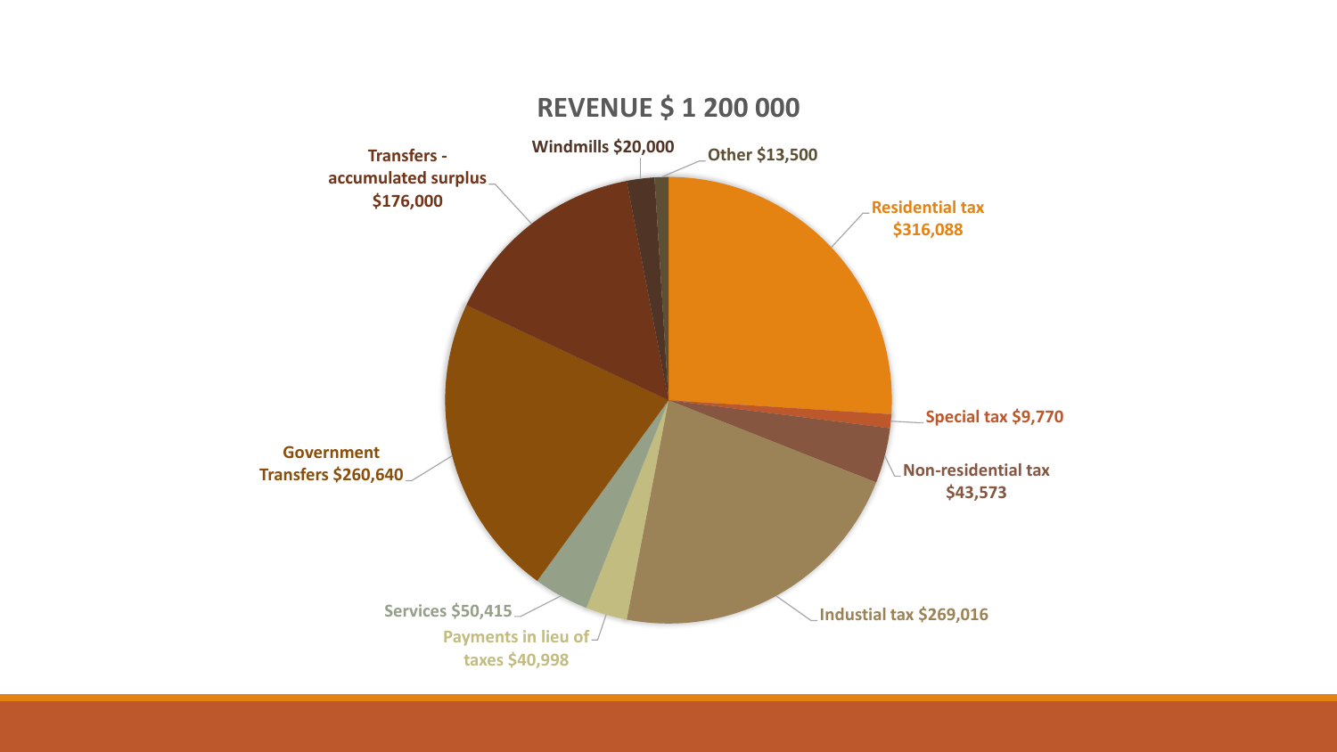## REVENUE $ 1 200 000

- Residential tax $316,088
- Special tax $9,770
- Non-residential tax $43,573
- Industial tax $269,016
- Payments in lieu of taxes $40,998
- Services $50,415
- Government Transfers $260,640
- Transfers - accumulated surplus $176,000
- Windmills $20,000
- Other $13,500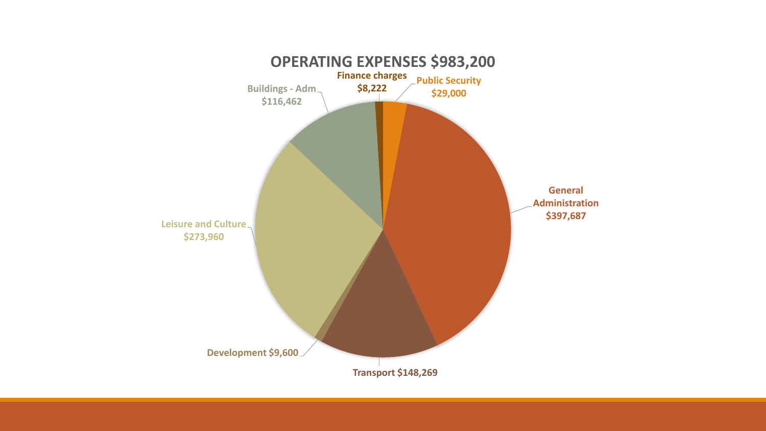# OPERATING EXPENSES $983,200

- Finance charges $8,222
- Public Security $29,000
- General Administration $397,687
- Transport $148,269
- Development $9,600
- Leisure and Culture $273,960
- Buildings - Adm $116,462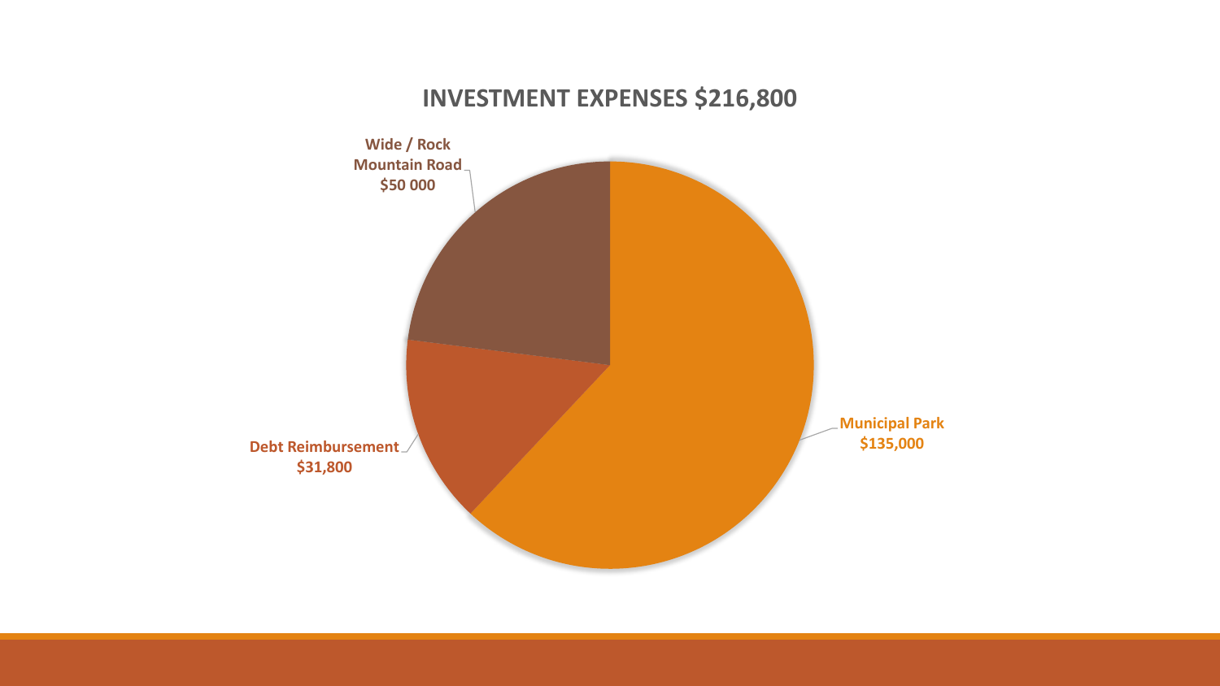# INVESTMENT EXPENSES $216,800

Wide / Rock Mountain Road
$50 000

Debt Reimbursement
$31,800

Municipal Park
$135,000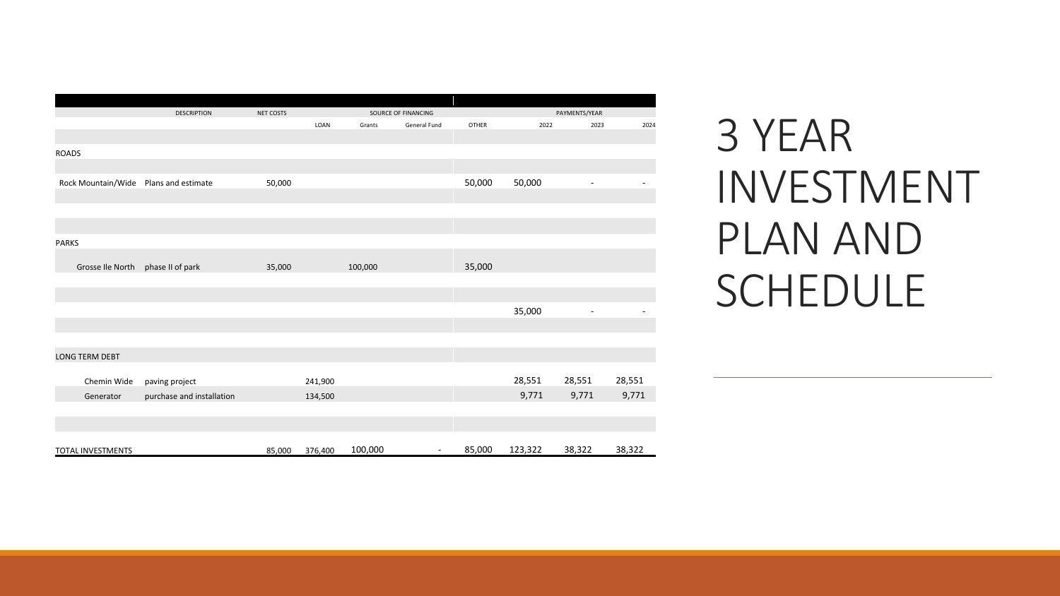# 3 YEAR INVESTMENT PLAN AND SCHEDULE

| | DESCRIPTION | NET COSTS | SOURCE OF FINANCING | | | | PAYMENTS/YEAR | | |
|---|---|---|---|---|---|---|---|---|---|
| | | | LOAN | Grants | General Fund | OTHER | 2022 | 2023 | 2024 |
| ROADS | | | | | | | | | |
| Rock Mountain/Wide | Plans and estimate | 50,000 | | | | 50,000 | 50,000 | - | - |
| PARKS | | | | | | | | | |
| Grosse Ile North | phase II of park | 35,000 | | 100,000 | | 35,000 | | | |
| | | | | | | | 35,000 | - | - |
| LONG TERM DEBT | | | | | | | | | |
| Chemin Wide | paving project | | 241,900 | | | | 28,551 | 28,551 | 28,551 |
| Generator | purchase and installation | | 134,500 | | | | 9,771 | 9,771 | 9,771 |
| TOTAL INVESTMENTS | | 85,000 | 376,400 | 100,000 | - | 85,000 | 123,322 | 38,322 | 38,322 |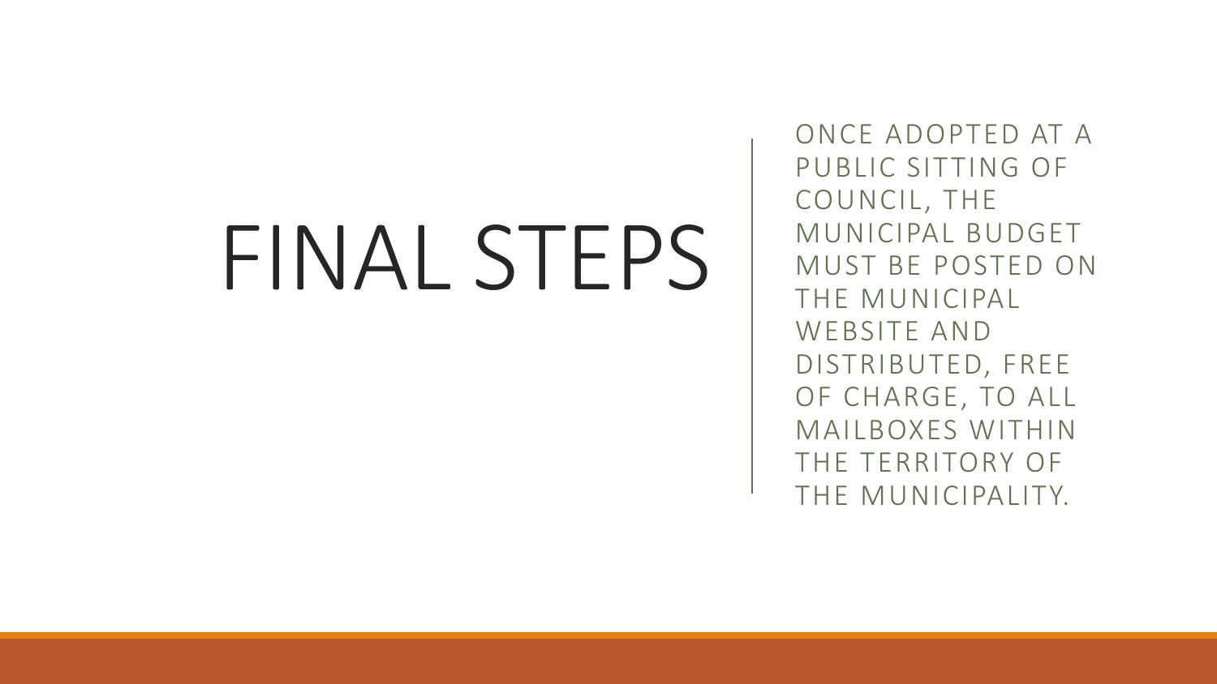# FINAL STEPS

ONCE ADOPTED AT A PUBLIC SITTING OF COUNCIL, THE MUNICIPAL BUDGET MUST BE POSTED ON THE MUNICIPAL WEBSITE AND DISTRIBUTED, FREE OF CHARGE, TO ALL MAILBOXES WITHIN THE TERRITORY OF THE MUNICIPALITY.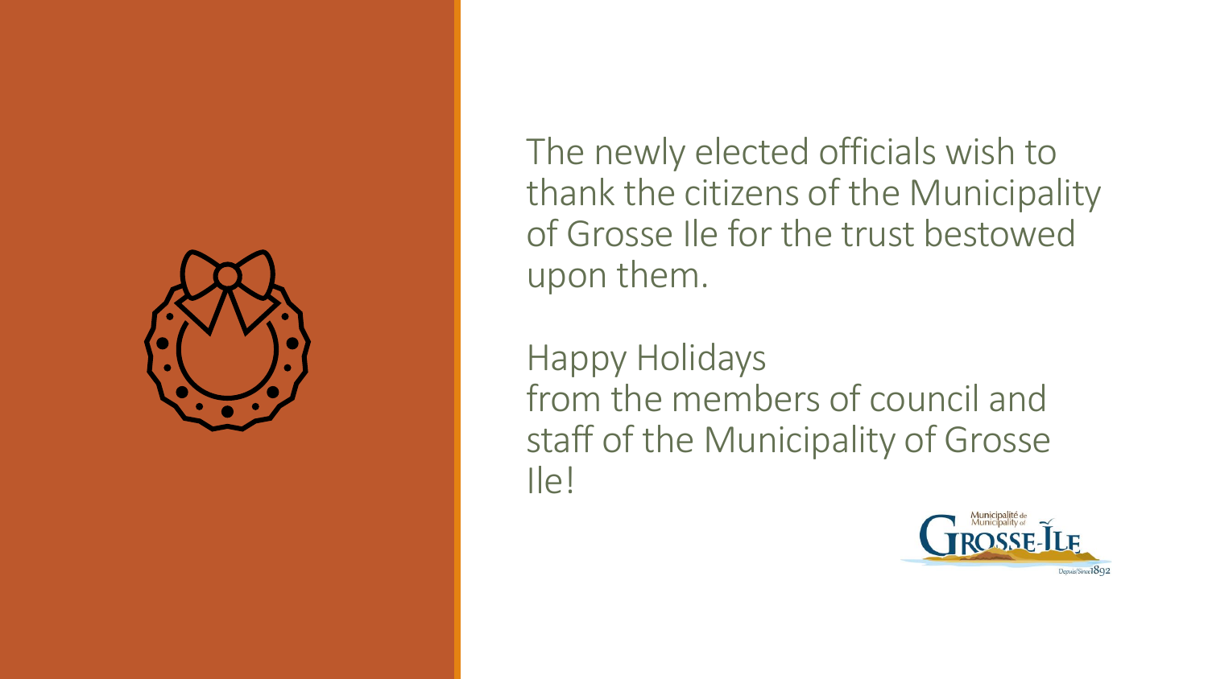The newly elected officials wish to thank the citizens of the Municipality of Grosse Ile for the trust bestowed upon them.

Happy Holidays
from the members of council and staff of the Municipality of Grosse Ile!